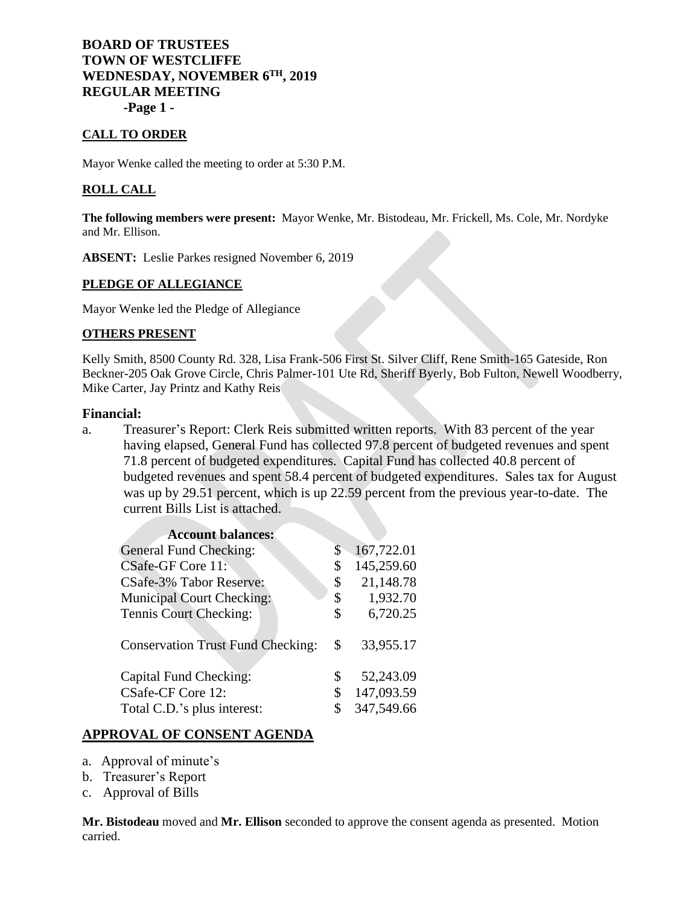# BOARD OF TRUSTEES
# TOWN OF WESTCLIFFE
# WEDNESDAY, NOVEMBER 6TH, 2019
# REGULAR MEETING

## CALL TO ORDER

Mayor Wenke called the meeting to order at 5:30 P.M.

## ROLL CALL

**The following members were present:** Mayor Wenke, Mr. Bistodeau, Mr. Frickell, Ms. Cole, Mr. Nordyke and Mr. Ellison.

**ABSENT:** Leslie Parkes resigned November 6, 2019

## PLEDGE OF ALLEGIANCE

Mayor Wenke led the Pledge of Allegiance

## OTHERS PRESENT

Kelly Smith, 8500 County Rd. 328, Lisa Frank-506 First St. Silver Cliff, Rene Smith-165 Gateside, Ron Beckner-205 Oak Grove Circle, Chris Palmer-101 Ute Rd, Sheriff Byerly, Bob Fulton, Newell Woodberry, Mike Carter, Jay Printz and Kathy Reis

## Financial:

a. Treasurer's Report: Clerk Reis submitted written reports. With 83 percent of the year having elapsed, General Fund has collected 97.8 percent of budgeted revenues and spent 71.8 percent of budgeted expenditures. Capital Fund has collected 40.8 percent of budgeted revenues and spent 58.4 percent of budgeted expenditures. Sales tax for August was up by 29.51 percent, which is up 22.59 percent from the previous year-to-date. The current Bills List is attached.

**Account balances:**

| Account | Balance |
|---|---|
| General Fund Checking: | $ 167,722.01 |
| CSafe-GF Core 11: | $ 145,259.60 |
| CSafe-3% Tabor Reserve: | $ 21,148.78 |
| Municipal Court Checking: | $ 1,932.70 |
| Tennis Court Checking: | $ 6,720.25 |
| Conservation Trust Fund Checking: | $ 33,955.17 |
| Capital Fund Checking: | $ 52,243.09 |
| CSafe-CF Core 12: | $ 147,093.59 |
| Total C.D.'s plus interest: | $ 347,549.66 |

## APPROVAL OF CONSENT AGENDA

a. Approval of minute's
b. Treasurer's Report
c. Approval of Bills

**Mr. Bistodeau** moved and **Mr. Ellison** seconded to approve the consent agenda as presented. Motion carried.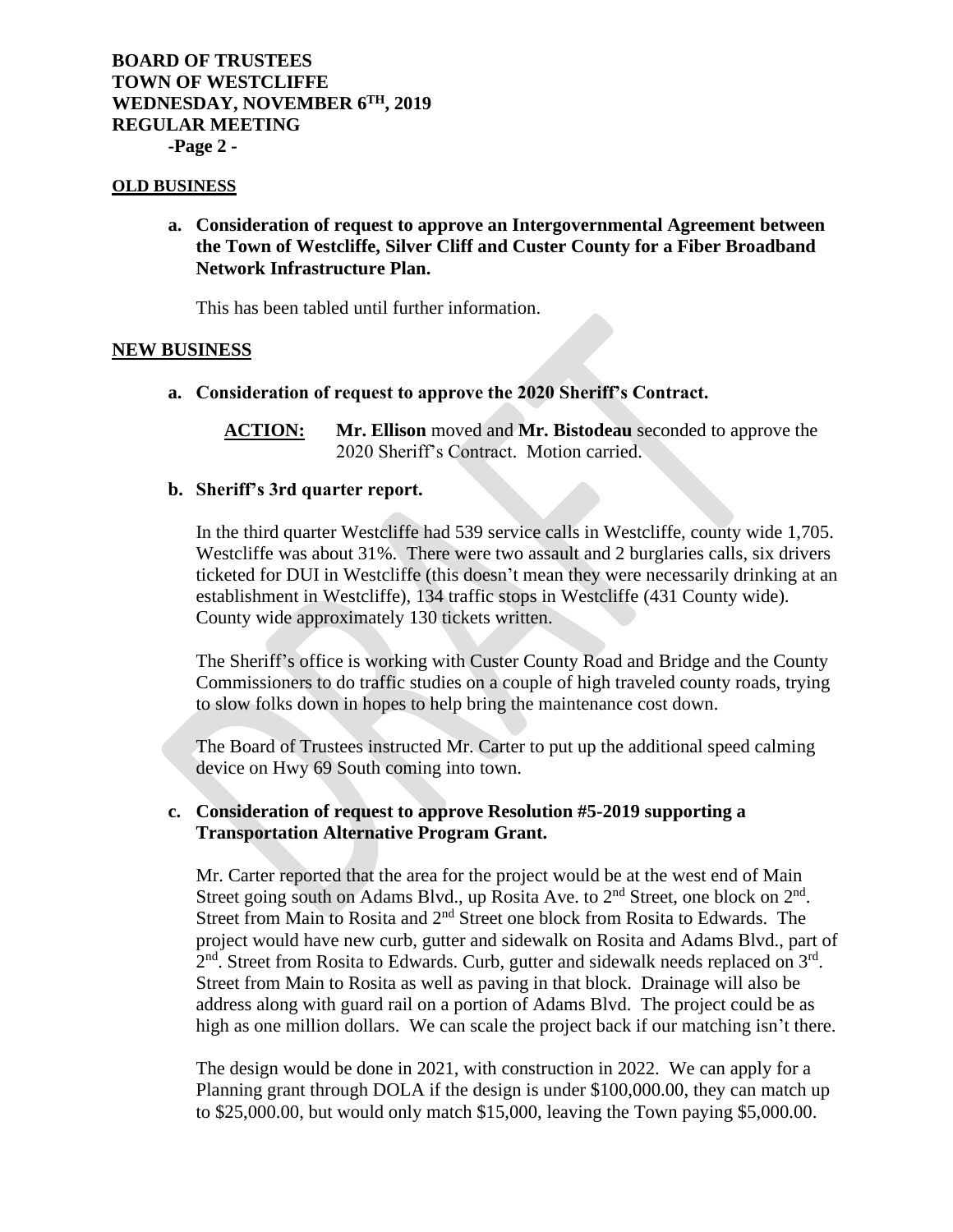#### OLD BUSINESS

**a. Consideration of request to approve an Intergovernmental Agreement between the Town of Westcliffe, Silver Cliff and Custer County for a Fiber Broadband Network Infrastructure Plan.**

This has been tabled until further information.

#### NEW BUSINESS

**a. Consideration of request to approve the 2020 Sheriff's Contract.**

**ACTION:** **Mr. Ellison** moved and **Mr. Bistodeau** seconded to approve the 2020 Sheriff's Contract. Motion carried.

**b. Sheriff's 3rd quarter report.**

In the third quarter Westcliffe had 539 service calls in Westcliffe, county wide 1,705. Westcliffe was about 31%. There were two assault and 2 burglaries calls, six drivers ticketed for DUI in Westcliffe (this doesn't mean they were necessarily drinking at an establishment in Westcliffe), 134 traffic stops in Westcliffe (431 County wide). County wide approximately 130 tickets written.

The Sheriff's office is working with Custer County Road and Bridge and the County Commissioners to do traffic studies on a couple of high traveled county roads, trying to slow folks down in hopes to help bring the maintenance cost down.

The Board of Trustees instructed Mr. Carter to put up the additional speed calming device on Hwy 69 South coming into town.

**c. Consideration of request to approve Resolution #5-2019 supporting a Transportation Alternative Program Grant.**

Mr. Carter reported that the area for the project would be at the west end of Main Street going south on Adams Blvd., up Rosita Ave. to 2nd Street, one block on 2nd. Street from Main to Rosita and 2nd Street one block from Rosita to Edwards. The project would have new curb, gutter and sidewalk on Rosita and Adams Blvd., part of 2nd. Street from Rosita to Edwards. Curb, gutter and sidewalk needs replaced on 3rd. Street from Main to Rosita as well as paving in that block. Drainage will also be address along with guard rail on a portion of Adams Blvd. The project could be as high as one million dollars. We can scale the project back if our matching isn't there.

The design would be done in 2021, with construction in 2022. We can apply for a Planning grant through DOLA if the design is under $100,000.00, they can match up to $25,000.00, but would only match $15,000, leaving the Town paying $5,000.00.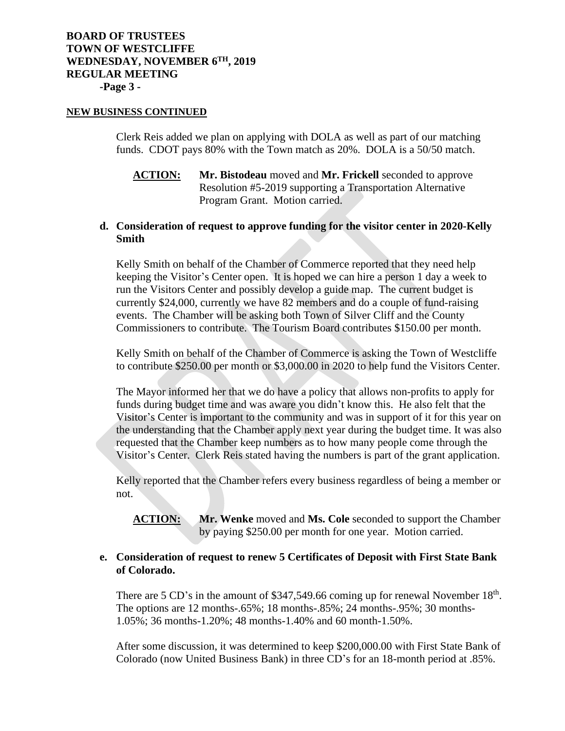**NEW BUSINESS CONTINUED**

Clerk Reis added we plan on applying with DOLA as well as part of our matching funds. CDOT pays 80% with the Town match as 20%. DOLA is a 50/50 match.

**ACTION:** **Mr. Bistodeau** moved and **Mr. Frickell** seconded to approve Resolution #5-2019 supporting a Transportation Alternative Program Grant. Motion carried.

**d. Consideration of request to approve funding for the visitor center in 2020-Kelly Smith**

Kelly Smith on behalf of the Chamber of Commerce reported that they need help keeping the Visitor's Center open. It is hoped we can hire a person 1 day a week to run the Visitors Center and possibly develop a guide map. The current budget is currently $24,000, currently we have 82 members and do a couple of fund-raising events. The Chamber will be asking both Town of Silver Cliff and the County Commissioners to contribute. The Tourism Board contributes $150.00 per month.

Kelly Smith on behalf of the Chamber of Commerce is asking the Town of Westcliffe to contribute $250.00 per month or $3,000.00 in 2020 to help fund the Visitors Center.

The Mayor informed her that we do have a policy that allows non-profits to apply for funds during budget time and was aware you didn't know this. He also felt that the Visitor's Center is important to the community and was in support of it for this year on the understanding that the Chamber apply next year during the budget time. It was also requested that the Chamber keep numbers as to how many people come through the Visitor's Center. Clerk Reis stated having the numbers is part of the grant application.

Kelly reported that the Chamber refers every business regardless of being a member or not.

**ACTION:** **Mr. Wenke** moved and **Ms. Cole** seconded to support the Chamber by paying $250.00 per month for one year. Motion carried.

**e. Consideration of request to renew 5 Certificates of Deposit with First State Bank of Colorado.**

There are 5 CD's in the amount of $347,549.66 coming up for renewal November 18th. The options are 12 months-.65%; 18 months-.85%; 24 months-.95%; 30 months-1.05%; 36 months-1.20%; 48 months-1.40% and 60 month-1.50%.

After some discussion, it was determined to keep $200,000.00 with First State Bank of Colorado (now United Business Bank) in three CD's for an 18-month period at .85%.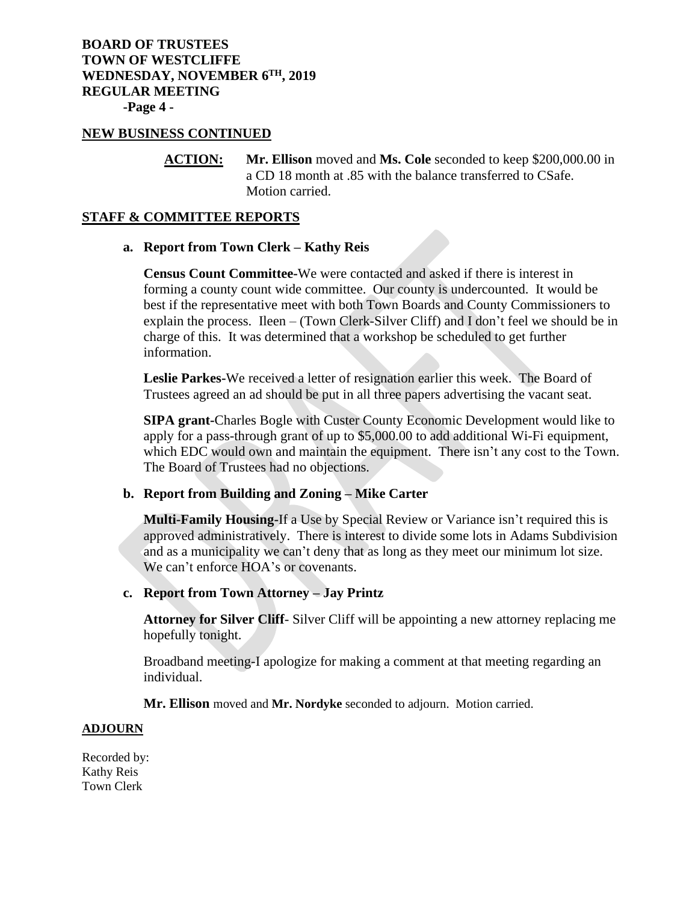## NEW BUSINESS CONTINUED

**ACTION:** **Mr. Ellison** moved and **Ms. Cole** seconded to keep $200,000.00 in a CD 18 month at .85 with the balance transferred to CSafe. Motion carried.

## STAFF & COMMITTEE REPORTS

**a. Report from Town Clerk – Kathy Reis**

**Census Count Committee-**We were contacted and asked if there is interest in forming a county count wide committee. Our county is undercounted. It would be best if the representative meet with both Town Boards and County Commissioners to explain the process. Ileen – (Town Clerk-Silver Cliff) and I don't feel we should be in charge of this. It was determined that a workshop be scheduled to get further information.

**Leslie Parkes-**We received a letter of resignation earlier this week. The Board of Trustees agreed an ad should be put in all three papers advertising the vacant seat.

**SIPA grant-**Charles Bogle with Custer County Economic Development would like to apply for a pass-through grant of up to $5,000.00 to add additional Wi-Fi equipment, which EDC would own and maintain the equipment. There isn't any cost to the Town. The Board of Trustees had no objections.

**b. Report from Building and Zoning – Mike Carter**

**Multi-Family Housing-**If a Use by Special Review or Variance isn't required this is approved administratively. There is interest to divide some lots in Adams Subdivision and as a municipality we can't deny that as long as they meet our minimum lot size. We can't enforce HOA's or covenants.

**c. Report from Town Attorney – Jay Printz**

**Attorney for Silver Cliff**- Silver Cliff will be appointing a new attorney replacing me hopefully tonight.

Broadband meeting-I apologize for making a comment at that meeting regarding an individual.

**Mr. Ellison** moved and **Mr. Nordyke** seconded to adjourn. Motion carried.

## ADJOURN

Recorded by:
Kathy Reis
Town Clerk